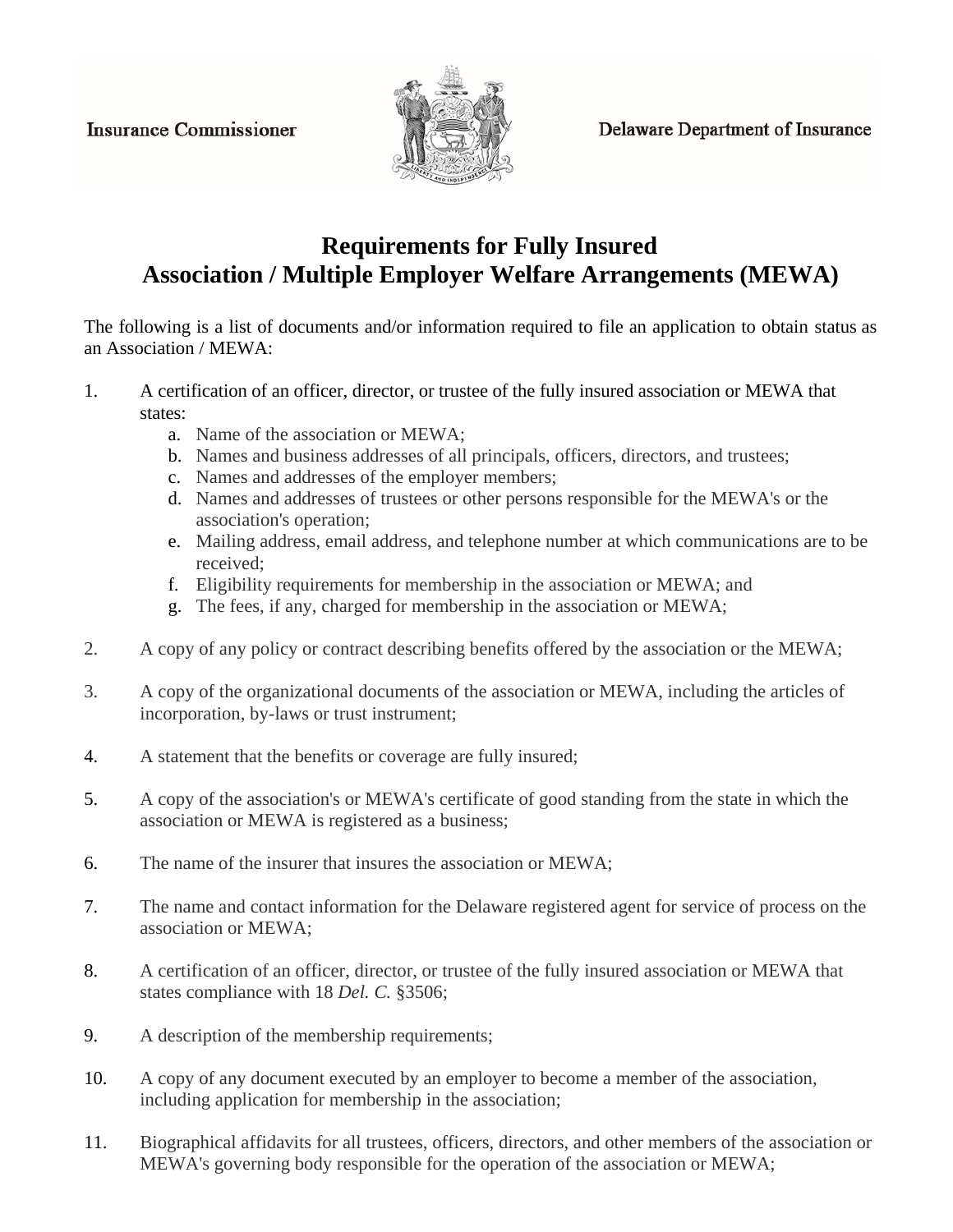Insurance Commissioner

Delaware Department of Insurance

# Requirements for Fully Insured Association / Multiple Employer Welfare Arrangements (MEWA)

The following is a list of documents and/or information required to file an application to obtain status as an Association / MEWA:

1. A certification of an officer, director, or trustee of the fully insured association or MEWA that states:
   a. Name of the association or MEWA;
   b. Names and business addresses of all principals, officers, directors, and trustees;
   c. Names and addresses of the employer members;
   d. Names and addresses of trustees or other persons responsible for the MEWA's or the association's operation;
   e. Mailing address, email address, and telephone number at which communications are to be received;
   f. Eligibility requirements for membership in the association or MEWA; and
   g. The fees, if any, charged for membership in the association or MEWA;

2. A copy of any policy or contract describing benefits offered by the association or the MEWA;

3. A copy of the organizational documents of the association or MEWA, including the articles of incorporation, by-laws or trust instrument;

4. A statement that the benefits or coverage are fully insured;

5. A copy of the association's or MEWA's certificate of good standing from the state in which the association or MEWA is registered as a business;

6. The name of the insurer that insures the association or MEWA;

7. The name and contact information for the Delaware registered agent for service of process on the association or MEWA;

8. A certification of an officer, director, or trustee of the fully insured association or MEWA that states compliance with 18 *Del. C.* §3506;

9. A description of the membership requirements;

10. A copy of any document executed by an employer to become a member of the association, including application for membership in the association;

11. Biographical affidavits for all trustees, officers, directors, and other members of the association or MEWA's governing body responsible for the operation of the association or MEWA;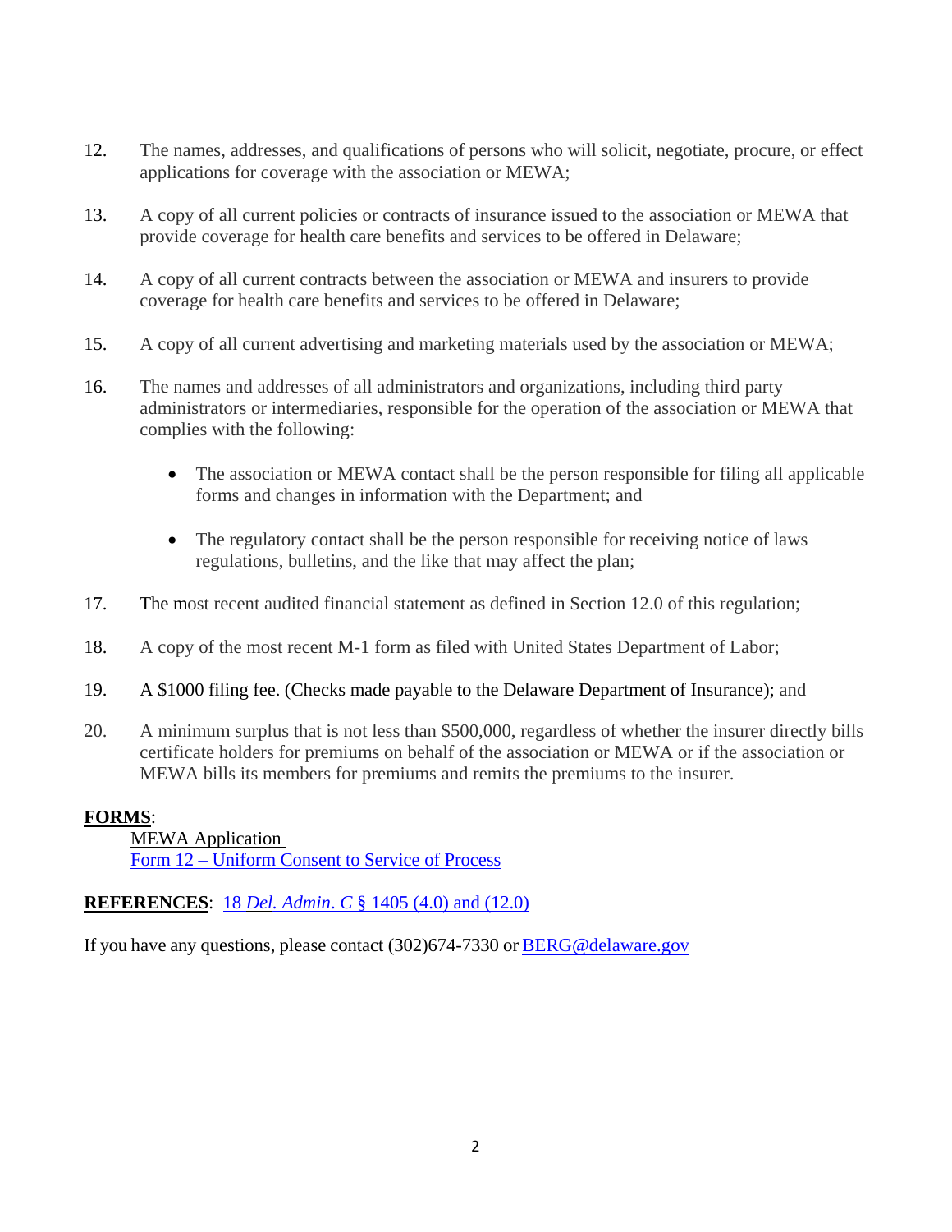12. The names, addresses, and qualifications of persons who will solicit, negotiate, procure, or effect applications for coverage with the association or MEWA;

13. A copy of all current policies or contracts of insurance issued to the association or MEWA that provide coverage for health care benefits and services to be offered in Delaware;

14. A copy of all current contracts between the association or MEWA and insurers to provide coverage for health care benefits and services to be offered in Delaware;

15. A copy of all current advertising and marketing materials used by the association or MEWA;

16. The names and addresses of all administrators and organizations, including third party administrators or intermediaries, responsible for the operation of the association or MEWA that complies with the following:

    - The association or MEWA contact shall be the person responsible for filing all applicable forms and changes in information with the Department; and

    - The regulatory contact shall be the person responsible for receiving notice of laws regulations, bulletins, and the like that may affect the plan;

17. The most recent audited financial statement as defined in Section 12.0 of this regulation;

18. A copy of the most recent M-1 form as filed with United States Department of Labor;

19. A $1000 filing fee. (Checks made payable to the Delaware Department of Insurance); and

20. A minimum surplus that is not less than $500,000, regardless of whether the insurer directly bills certificate holders for premiums on behalf of the association or MEWA or if the association or MEWA bills its members for premiums and remits the premiums to the insurer.

**FORMS**:

MEWA Application
Form 12 – Uniform Consent to Service of Process

**REFERENCES**: 18 *Del. Admin*. *C* § 1405 (4.0) and (12.0)

If you have any questions, please contact (302)674-7330 or BERG@delaware.gov